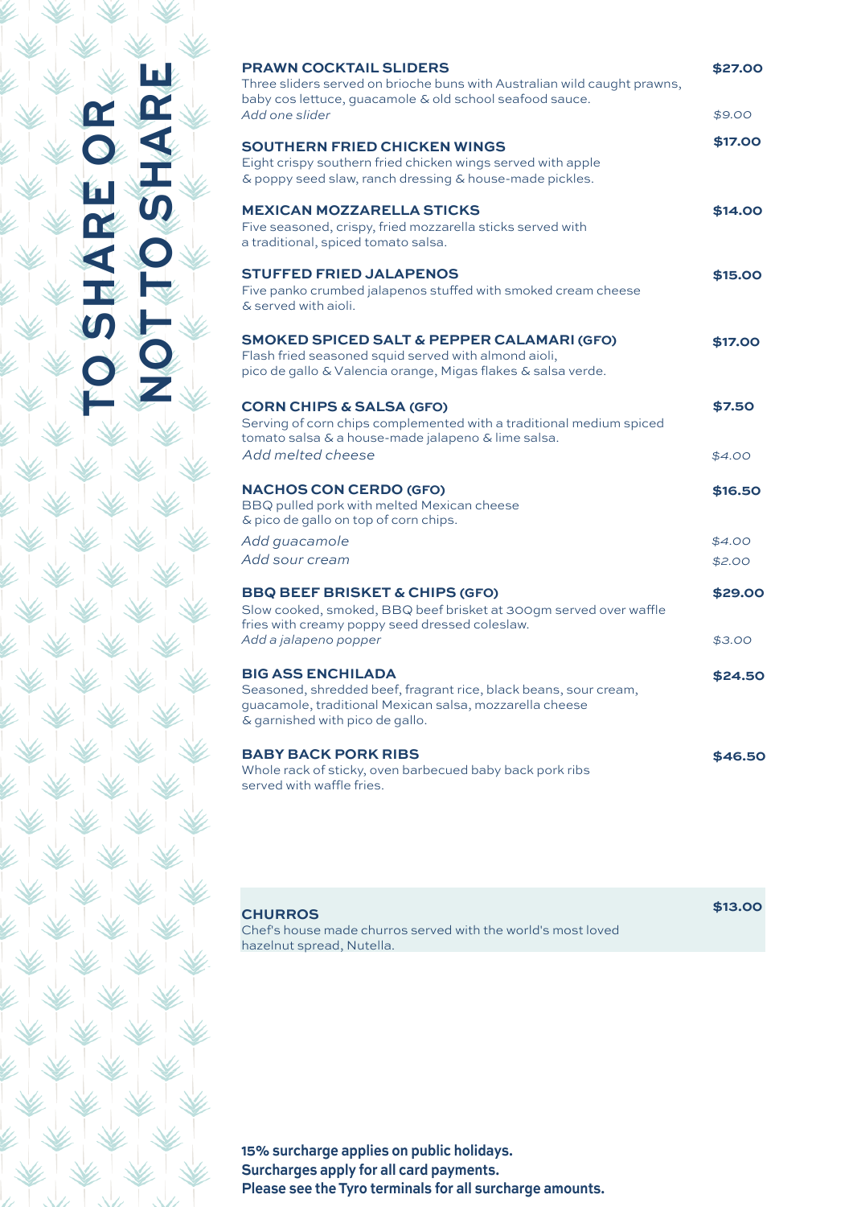# TO SHARE OR NOT TO SHARE

**PRAWN COCKTAIL SLIDERS** — **$27.00**
Three sliders served on brioche buns with Australian wild caught prawns, baby cos lettuce, guacamole & old school seafood sauce.
*Add one slider* — *$9.00*

**SOUTHERN FRIED CHICKEN WINGS** — **$17.00**
Eight crispy southern fried chicken wings served with apple & poppy seed slaw, ranch dressing & house-made pickles.

**MEXICAN MOZZARELLA STICKS** — **$14.00**
Five seasoned, crispy, fried mozzarella sticks served with a traditional, spiced tomato salsa.

**STUFFED FRIED JALAPENOS** — **$15.00**
Five panko crumbed jalapenos stuffed with smoked cream cheese & served with aioli.

**SMOKED SPICED SALT & PEPPER CALAMARI (GFO)** — **$17.00**
Flash fried seasoned squid served with almond aioli, pico de gallo & Valencia orange, Migas flakes & salsa verde.

**CORN CHIPS & SALSA (GFO)** — **$7.50**
Serving of corn chips complemented with a traditional medium spiced tomato salsa & a house-made jalapeno & lime salsa.
*Add melted cheese* — *$4.00*

**NACHOS CON CERDO (GFO)** — **$16.50**
BBQ pulled pork with melted Mexican cheese & pico de gallo on top of corn chips.
*Add guacamole* — *$4.00*
*Add sour cream* — *$2.00*

**BBQ BEEF BRISKET & CHIPS (GFO)** — **$29.00**
Slow cooked, smoked, BBQ beef brisket at 300gm served over waffle fries with creamy poppy seed dressed coleslaw.
*Add a jalapeno popper* — *$3.00*

**BIG ASS ENCHILADA** — **$24.50**
Seasoned, shredded beef, fragrant rice, black beans, sour cream, guacamole, traditional Mexican salsa, mozzarella cheese & garnished with pico de gallo.

**BABY BACK PORK RIBS** — **$46.50**
Whole rack of sticky, oven barbecued baby back pork ribs served with waffle fries.

**CHURROS** — **$13.00**
Chef's house made churros served with the world's most loved hazelnut spread, Nutella.

**15% surcharge applies on public holidays.**
**Surcharges apply for all card payments.**
**Please see the Tyro terminals for all surcharge amounts.**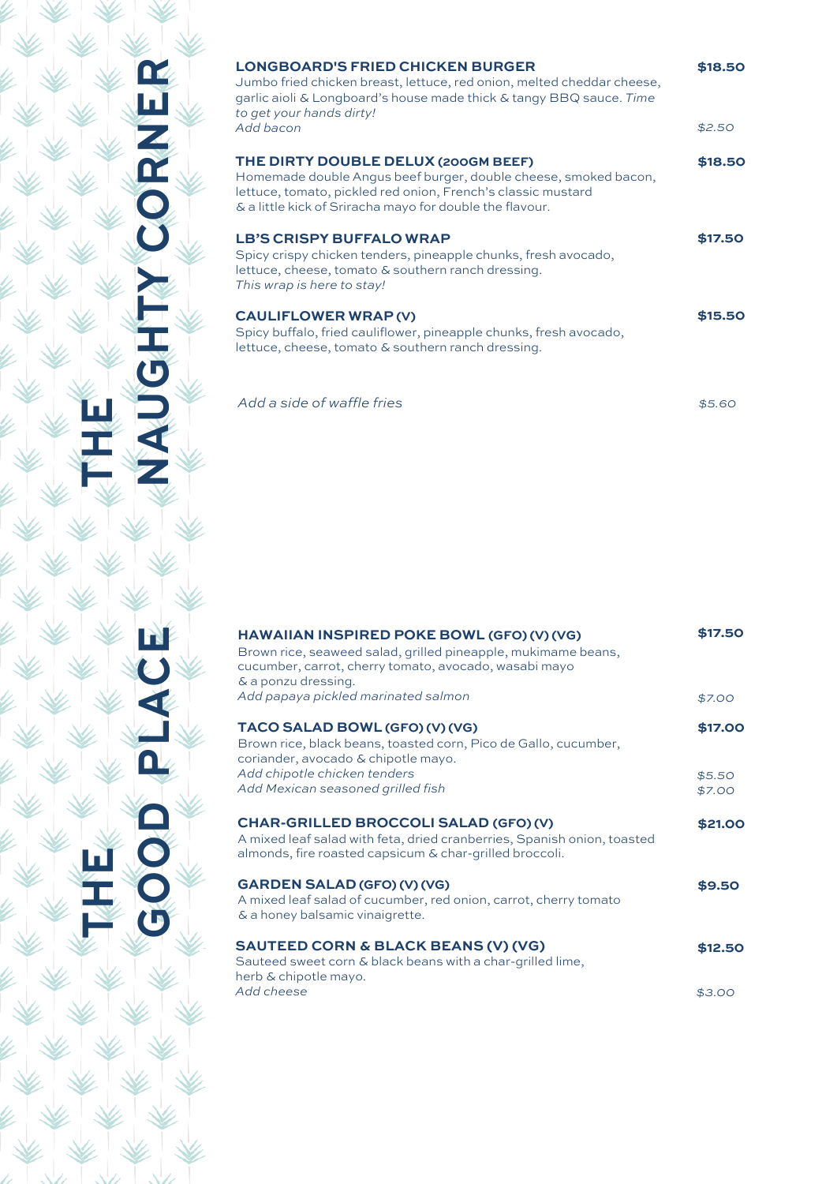# THE NAUGHTY CORNER

**LONGBOARD'S FRIED CHICKEN BURGER** — **$18.50**
Jumbo fried chicken breast, lettuce, red onion, melted cheddar cheese, garlic aioli & Longboard's house made thick & tangy BBQ sauce. *Time to get your hands dirty!*
*Add bacon* — *$2.50*

**THE DIRTY DOUBLE DELUX (200GM BEEF)** — **$18.50**
Homemade double Angus beef burger, double cheese, smoked bacon, lettuce, tomato, pickled red onion, French's classic mustard & a little kick of Sriracha mayo for double the flavour.

**LB'S CRISPY BUFFALO WRAP** — **$17.50**
Spicy crispy chicken tenders, pineapple chunks, fresh avocado, lettuce, cheese, tomato & southern ranch dressing.
*This wrap is here to stay!*

**CAULIFLOWER WRAP (V)** — **$15.50**
Spicy buffalo, fried cauliflower, pineapple chunks, fresh avocado, lettuce, cheese, tomato & southern ranch dressing.

*Add a side of waffle fries* — *$5.60*

# THE GOOD PLACE

**HAWAIIAN INSPIRED POKE BOWL (GFO) (V) (VG)** — **$17.50**
Brown rice, seaweed salad, grilled pineapple, mukimame beans, cucumber, carrot, cherry tomato, avocado, wasabi mayo & a ponzu dressing.
*Add papaya pickled marinated salmon* — *$7.00*

**TACO SALAD BOWL (GFO) (V) (VG)** — **$17.00**
Brown rice, black beans, toasted corn, Pico de Gallo, cucumber, coriander, avocado & chipotle mayo.
*Add chipotle chicken tenders* — *$5.50*
*Add Mexican seasoned grilled fish* — *$7.00*

**CHAR-GRILLED BROCCOLI SALAD (GFO) (V)** — **$21.00**
A mixed leaf salad with feta, dried cranberries, Spanish onion, toasted almonds, fire roasted capsicum & char-grilled broccoli.

**GARDEN SALAD (GFO) (V) (VG)** — **$9.50**
A mixed leaf salad of cucumber, red onion, carrot, cherry tomato & a honey balsamic vinaigrette.

**SAUTEED CORN & BLACK BEANS (V) (VG)** — **$12.50**
Sauteed sweet corn & black beans with a char-grilled lime, herb & chipotle mayo.
*Add cheese* — *$3.00*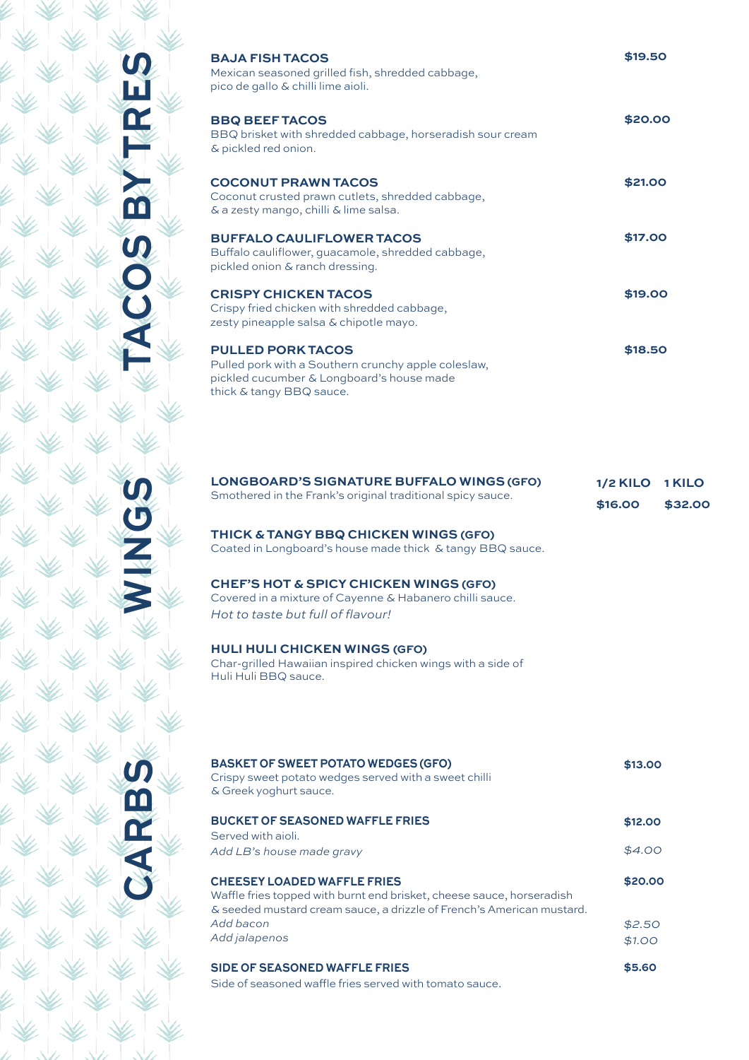## TACOS BY TRES

**BAJA FISH TACOS** — **$19.50**
Mexican seasoned grilled fish, shredded cabbage, pico de gallo & chilli lime aioli.

**BBQ BEEF TACOS** — **$20.00**
BBQ brisket with shredded cabbage, horseradish sour cream & pickled red onion.

**COCONUT PRAWN TACOS** — **$21.00**
Coconut crusted prawn cutlets, shredded cabbage, & a zesty mango, chilli & lime salsa.

**BUFFALO CAULIFLOWER TACOS** — **$17.00**
Buffalo cauliflower, guacamole, shredded cabbage, pickled onion & ranch dressing.

**CRISPY CHICKEN TACOS** — **$19.00**
Crispy fried chicken with shredded cabbage, zesty pineapple salsa & chipotle mayo.

**PULLED PORK TACOS** — **$18.50**
Pulled pork with a Southern crunchy apple coleslaw, pickled cucumber & Longboard's house made thick & tangy BBQ sauce.

## WINGS

| | 1/2 KILO | 1 KILO |
|---|---|---|
| | $16.00 | $32.00 |

**LONGBOARD'S SIGNATURE BUFFALO WINGS (GFO)**
Smothered in the Frank's original traditional spicy sauce.

**THICK & TANGY BBQ CHICKEN WINGS (GFO)**
Coated in Longboard's house made thick & tangy BBQ sauce.

**CHEF'S HOT & SPICY CHICKEN WINGS (GFO)**
Covered in a mixture of Cayenne & Habanero chilli sauce.
*Hot to taste but full of flavour!*

**HULI HULI CHICKEN WINGS (GFO)**
Char-grilled Hawaiian inspired chicken wings with a side of Huli Huli BBQ sauce.

## CARBS

**BASKET OF SWEET POTATO WEDGES (GFO)** — **$13.00**
Crispy sweet potato wedges served with a sweet chilli & Greek yoghurt sauce.

**BUCKET OF SEASONED WAFFLE FRIES** — **$12.00**
Served with aioli.
*Add LB's house made gravy* — *$4.00*

**CHEESEY LOADED WAFFLE FRIES** — **$20.00**
Waffle fries topped with burnt end brisket, cheese sauce, horseradish & seeded mustard cream sauce, a drizzle of French's American mustard.
*Add bacon* — *$2.50*
*Add jalapenos* — *$1.00*

**SIDE OF SEASONED WAFFLE FRIES** — **$5.60**
Side of seasoned waffle fries served with tomato sauce.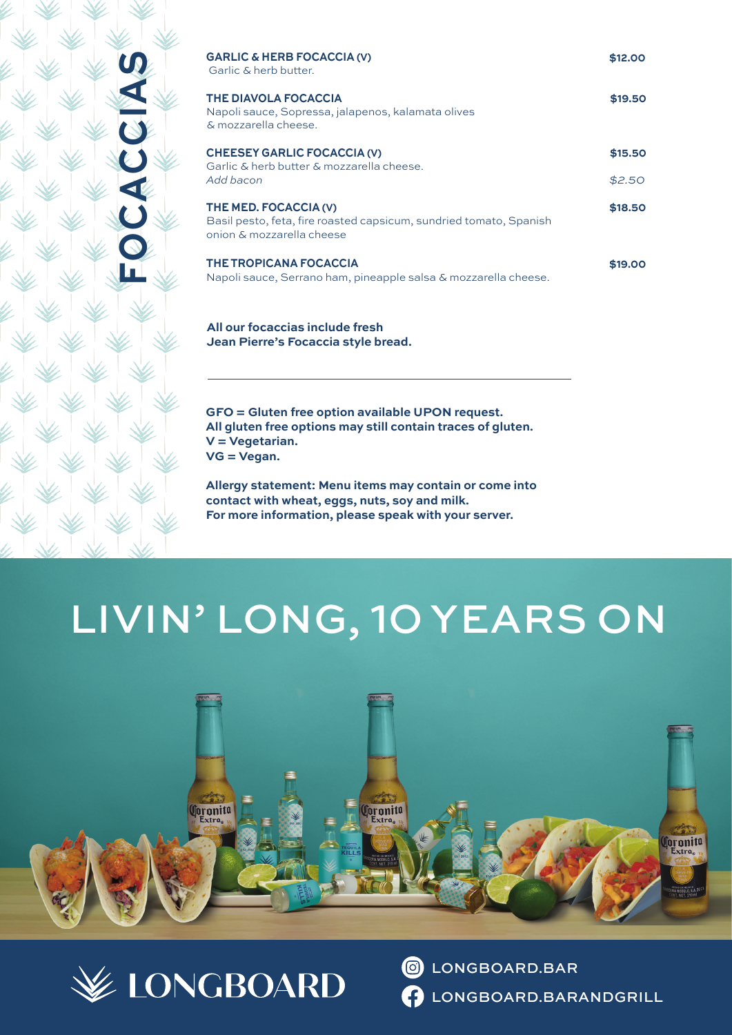# FOCACCIAS

**GARLIC & HERB FOCACCIA (V)** **$12.00**
Garlic & herb butter.

**THE DIAVOLA FOCACCIA** **$19.50**
Napoli sauce, Sopressa, jalapenos, kalamata olives & mozzarella cheese.

**CHEESEY GARLIC FOCACCIA (V)** **$15.50**
Garlic & herb butter & mozzarella cheese.
*Add bacon* *$2.50*

**THE MED. FOCACCIA (V)** **$18.50**
Basil pesto, feta, fire roasted capsicum, sundried tomato, Spanish onion & mozzarella cheese

**THE TROPICANA FOCACCIA** **$19.00**
Napoli sauce, Serrano ham, pineapple salsa & mozzarella cheese.

**All our focaccias include fresh Jean Pierre's Focaccia style bread.**

---

**GFO = Gluten free option available UPON request.**
**All gluten free options may still contain traces of gluten.**
**V = Vegetarian.**
**VG = Vegan.**

**Allergy statement: Menu items may contain or come into contact with wheat, eggs, nuts, soy and milk.**
**For more information, please speak with your server.**

# LIVIN' LONG, 10 YEARS ON

LONGBOARD

LONGBOARD.BAR

LONGBOARD.BARANDGRILL